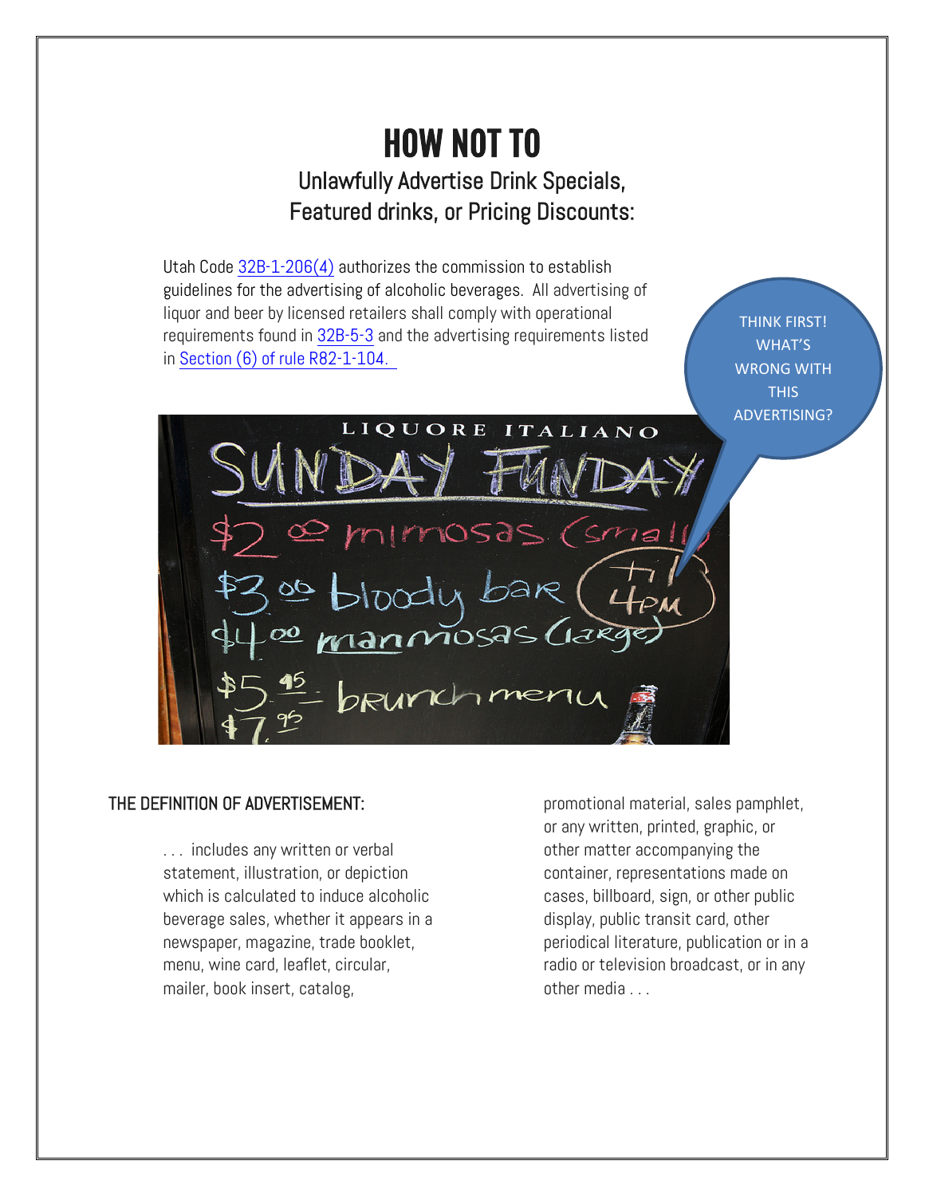# HOW NOT TO

## Unlawfully Advertise Drink Specials, Featured drinks, or Pricing Discounts:

Utah Code 32B-1-206(4) authorizes the commission to establish guidelines for the advertising of alcoholic beverages. All advertising of liquor and beer by licensed retailers shall comply with operational requirements found in 32B-5-3 and the advertising requirements listed in Section (6) of rule R82-1-104.

THINK FIRST! WHAT'S WRONG WITH THIS ADVERTISING?

LIQUORE ITALIANO

SUNDAY FUNDAY

$2.00 mimosas (small)

$3.00 bloody bar

$4.00 manmosas (large)

'til 4PM

$5.95 - brunch menu

$7.95

### THE DEFINITION OF ADVERTISEMENT:

. . . includes any written or verbal statement, illustration, or depiction which is calculated to induce alcoholic beverage sales, whether it appears in a newspaper, magazine, trade booklet, menu, wine card, leaflet, circular, mailer, book insert, catalog, promotional material, sales pamphlet, or any written, printed, graphic, or other matter accompanying the container, representations made on cases, billboard, sign, or other public display, public transit card, other periodical literature, publication or in a radio or television broadcast, or in any other media . . .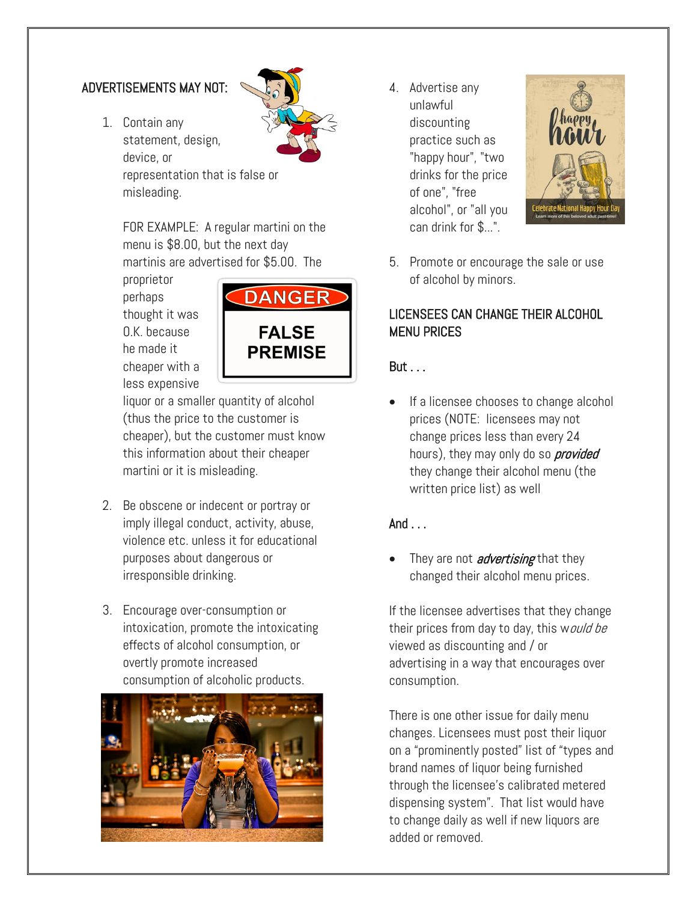ADVERTISEMENTS MAY NOT:

1. Contain any statement, design, device, or representation that is false or misleading.

   FOR EXAMPLE: A regular martini on the menu is $8.00, but the next day martinis are advertised for $5.00. The proprietor perhaps thought it was O.K. because he made it cheaper with a less expensive liquor or a smaller quantity of alcohol (thus the price to the customer is cheaper), but the customer must know this information about their cheaper martini or it is misleading.

2. Be obscene or indecent or portray or imply illegal conduct, activity, abuse, violence etc. unless it for educational purposes about dangerous or irresponsible drinking.

3. Encourage over-consumption or intoxication, promote the intoxicating effects of alcohol consumption, or overtly promote increased consumption of alcoholic products.

4. Advertise any unlawful discounting practice such as "happy hour", "two drinks for the price of one", "free alcohol", or "all you can drink for $...".

5. Promote or encourage the sale or use of alcohol by minors.

LICENSEES CAN CHANGE THEIR ALCOHOL MENU PRICES

But . . .

- If a licensee chooses to change alcohol prices (NOTE: licensees may not change prices less than every 24 hours), they may only do so ***provided*** they change their alcohol menu (the written price list) as well

And . . .

- They are not ***advertising*** that they changed their alcohol menu prices.

If the licensee advertises that they change their prices from day to day, this w*ould be* viewed as discounting and / or advertising in a way that encourages over consumption.

There is one other issue for daily menu changes. Licensees must post their liquor on a "prominently posted" list of "types and brand names of liquor being furnished through the licensee's calibrated metered dispensing system". That list would have to change daily as well if new liquors are added or removed.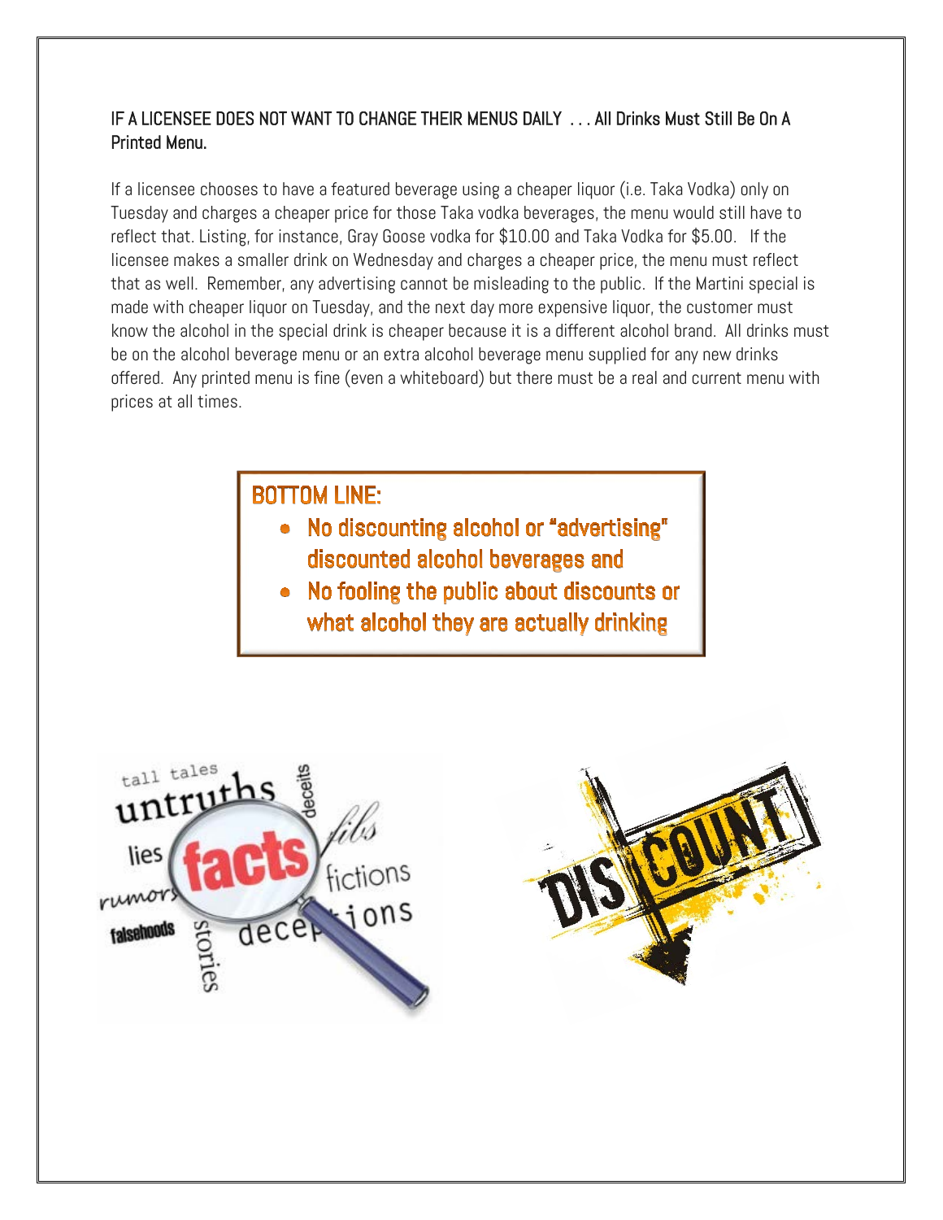IF A LICENSEE DOES NOT WANT TO CHANGE THEIR MENUS DAILY . . . All Drinks Must Still Be On A Printed Menu.

If a licensee chooses to have a featured beverage using a cheaper liquor (i.e. Taka Vodka) only on Tuesday and charges a cheaper price for those Taka vodka beverages, the menu would still have to reflect that. Listing, for instance, Gray Goose vodka for $10.00 and Taka Vodka for $5.00. If the licensee makes a smaller drink on Wednesday and charges a cheaper price, the menu must reflect that as well. Remember, any advertising cannot be misleading to the public. If the Martini special is made with cheaper liquor on Tuesday, and the next day more expensive liquor, the customer must know the alcohol in the special drink is cheaper because it is a different alcohol brand. All drinks must be on the alcohol beverage menu or an extra alcohol beverage menu supplied for any new drinks offered. Any printed menu is fine (even a whiteboard) but there must be a real and current menu with prices at all times.

**BOTTOM LINE:**

- No discounting alcohol or "advertising" discounted alcohol beverages and
- No fooling the public about discounts or what alcohol they are actually drinking